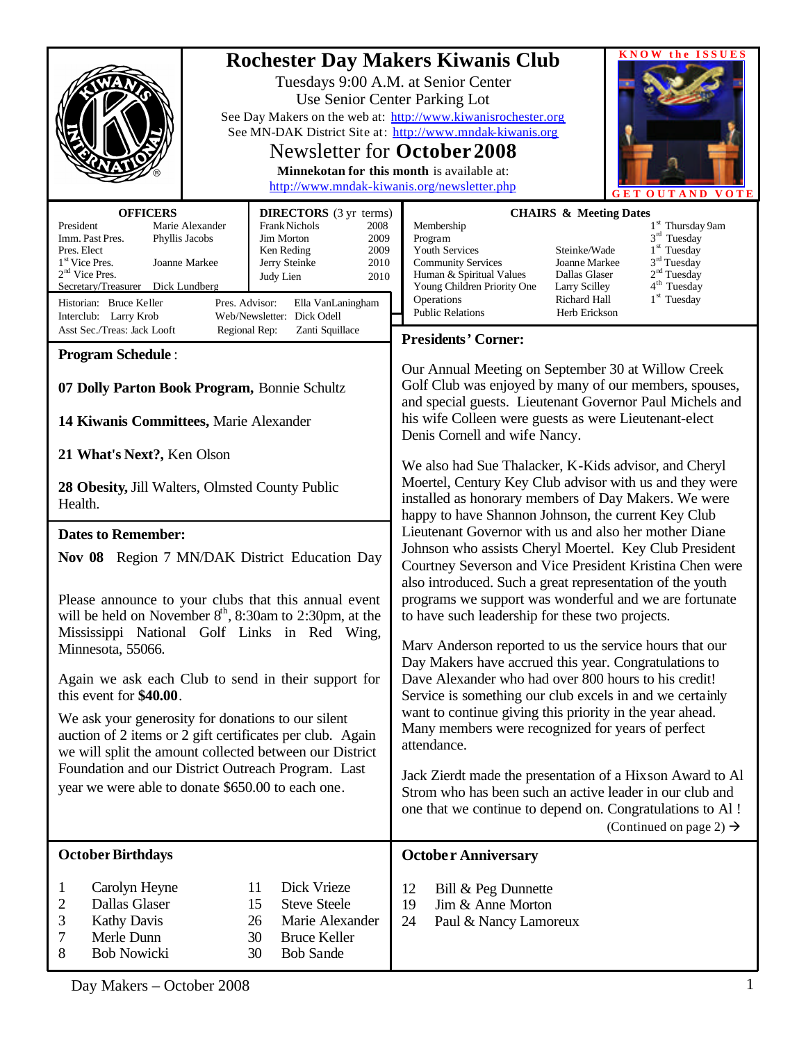# Rochester Day Makers Kiwanis Club

Tuesdays 9:00 A.M. at Senior Center
Use Senior Center Parking Lot
See Day Makers on the web at: http://www.kiwanisrochester.org
See MN-DAK District Site at: http://www.mndak-kiwanis.org

## Newsletter for October 2008

**Minnekotan for this month** is available at:
http://www.mndak-kiwanis.org/newsletter.php

KNOW the ISSUES
GET OUT AND VOTE

### OFFICERS

| | |
|---|---|
| President | Marie Alexander |
| Imm. Past Pres. | Phyllis Jacobs |
| Pres. Elect | |
| 1st Vice Pres. | Joanne Markee |
| 2nd Vice Pres. | |
| Secretary/Treasurer | Dick Lundberg |

### DIRECTORS (3 yr terms)

| | |
|---|---|
| Frank Nichols | 2008 |
| Jim Morton | 2009 |
| Ken Reding | 2009 |
| Jerry Steinke | 2010 |
| Judy Lien | 2010 |

Historian: Bruce Keller
Interclub: Larry Krob
Asst Sec./Treas: Jack Looft
Pres. Advisor: Ella VanLaningham
Web/Newsletter: Dick Odell
Regional Rep: Zanti Squillace

### CHAIRS & Meeting Dates

| Chair | Name | Meeting Date |
|---|---|---|
| Membership | | 1st Thursday 9am |
| Program | | 3rd Tuesday |
| Youth Services | Steinke/Wade | 1st Tuesday |
| Community Services | Joanne Markee | 3rd Tuesday |
| Human & Spiritual Values | Dallas Glaser | 2nd Tuesday |
| Young Children Priority One | Larry Scilley | 4th Tuesday |
| Operations | Richard Hall | 1st Tuesday |
| Public Relations | Herb Erickson | |

### Program Schedule:

**07 Dolly Parton Book Program,** Bonnie Schultz

**14 Kiwanis Committees,** Marie Alexander

**21 What's Next?,** Ken Olson

**28 Obesity,** Jill Walters, Olmsted County Public Health.

### Dates to Remember:

**Nov 08** Region 7 MN/DAK District Education Day

Please announce to your clubs that this annual event will be held on November 8th, 8:30am to 2:30pm, at the Mississippi National Golf Links in Red Wing, Minnesota, 55066.

Again we ask each Club to send in their support for this event for **$40.00**.

We ask your generosity for donations to our silent auction of 2 items or 2 gift certificates per club. Again we will split the amount collected between our District Foundation and our District Outreach Program. Last year we were able to donate $650.00 to each one.

### Presidents' Corner:

Our Annual Meeting on September 30 at Willow Creek Golf Club was enjoyed by many of our members, spouses, and special guests. Lieutenant Governor Paul Michels and his wife Colleen were guests as were Lieutenant-elect Denis Cornell and wife Nancy.

We also had Sue Thalacker, K-Kids advisor, and Cheryl Moertel, Century Key Club advisor with us and they were installed as honorary members of Day Makers. We were happy to have Shannon Johnson, the current Key Club Lieutenant Governor with us and also her mother Diane Johnson who assists Cheryl Moertel. Key Club President Courtney Severson and Vice President Kristina Chen were also introduced. Such a great representation of the youth programs we support was wonderful and we are fortunate to have such leadership for these two projects.

Marv Anderson reported to us the service hours that our Day Makers have accrued this year. Congratulations to Dave Alexander who had over 800 hours to his credit! Service is something our club excels in and we certainly want to continue giving this priority in the year ahead. Many members were recognized for years of perfect attendance.

Jack Zierdt made the presentation of a Hixson Award to Al Strom who has been such an active leader in our club and one that we continue to depend on. Congratulations to Al !

(Continued on page 2) →

### October Birthdays

| | | | |
|---|---|---|---|
| 1 | Carolyn Heyne | 11 | Dick Vrieze |
| 2 | Dallas Glaser | 15 | Steve Steele |
| 3 | Kathy Davis | 26 | Marie Alexander |
| 7 | Merle Dunn | 30 | Bruce Keller |
| 8 | Bob Nowicki | 30 | Bob Sande |

### October Anniversary

| | |
|---|---|
| 12 | Bill & Peg Dunnette |
| 19 | Jim & Anne Morton |
| 24 | Paul & Nancy Lamoreux |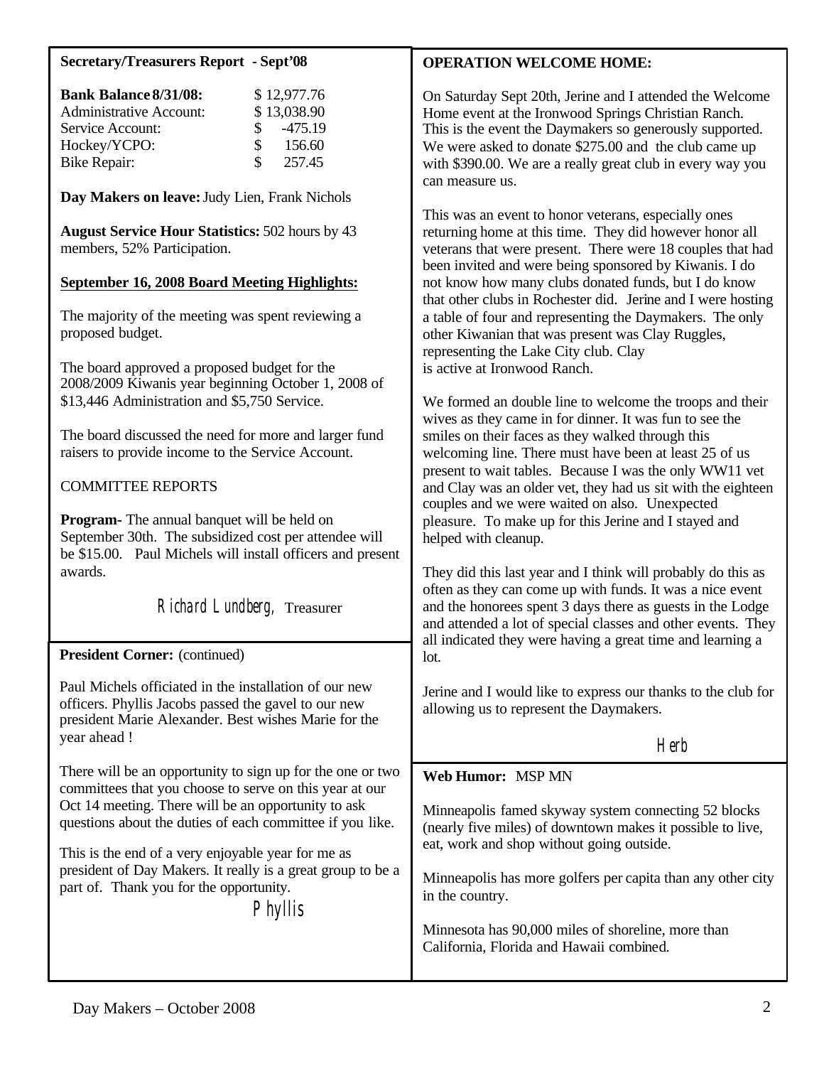## Secretary/Treasurers Report - Sept'08

| | |
|---|---|
| **Bank Balance 8/31/08:** | $ 12,977.76 |
| Administrative Account: | $ 13,038.90 |
| Service Account: | $ -475.19 |
| Hockey/YCPO: | $ 156.60 |
| Bike Repair: | $ 257.45 |

**Day Makers on leave:** Judy Lien, Frank Nichols

**August Service Hour Statistics:** 502 hours by 43 members, 52% Participation.

**September 16, 2008 Board Meeting Highlights:**

The majority of the meeting was spent reviewing a proposed budget.

The board approved a proposed budget for the 2008/2009 Kiwanis year beginning October 1, 2008 of $13,446 Administration and $5,750 Service.

The board discussed the need for more and larger fund raisers to provide income to the Service Account.

COMMITTEE REPORTS

**Program-** The annual banquet will be held on September 30th. The subsidized cost per attendee will be $15.00. Paul Michels will install officers and present awards.

Richard Lundberg, Treasurer

## President Corner: (continued)

Paul Michels officiated in the installation of our new officers. Phyllis Jacobs passed the gavel to our new president Marie Alexander. Best wishes Marie for the year ahead !

There will be an opportunity to sign up for the one or two committees that you choose to serve on this year at our Oct 14 meeting. There will be an opportunity to ask questions about the duties of each committee if you like.

This is the end of a very enjoyable year for me as president of Day Makers. It really is a great group to be a part of. Thank you for the opportunity.

Phyllis

## OPERATION WELCOME HOME:

On Saturday Sept 20th, Jerine and I attended the Welcome Home event at the Ironwood Springs Christian Ranch. This is the event the Daymakers so generously supported. We were asked to donate $275.00 and the club came up with $390.00. We are a really great club in every way you can measure us.

This was an event to honor veterans, especially ones returning home at this time. They did however honor all veterans that were present. There were 18 couples that had been invited and were being sponsored by Kiwanis. I do not know how many clubs donated funds, but I do know that other clubs in Rochester did. Jerine and I were hosting a table of four and representing the Daymakers. The only other Kiwanian that was present was Clay Ruggles, representing the Lake City club. Clay is active at Ironwood Ranch.

We formed an double line to welcome the troops and their wives as they came in for dinner. It was fun to see the smiles on their faces as they walked through this welcoming line. There must have been at least 25 of us present to wait tables. Because I was the only WW11 vet and Clay was an older vet, they had us sit with the eighteen couples and we were waited on also. Unexpected pleasure. To make up for this Jerine and I stayed and helped with cleanup.

They did this last year and I think will probably do this as often as they can come up with funds. It was a nice event and the honorees spent 3 days there as guests in the Lodge and attended a lot of special classes and other events. They all indicated they were having a great time and learning a lot.

Jerine and I would like to express our thanks to the club for allowing us to represent the Daymakers.

Herb

## Web Humor: MSP MN

Minneapolis famed skyway system connecting 52 blocks (nearly five miles) of downtown makes it possible to live, eat, work and shop without going outside.

Minneapolis has more golfers per capita than any other city in the country.

Minnesota has 90,000 miles of shoreline, more than California, Florida and Hawaii combined.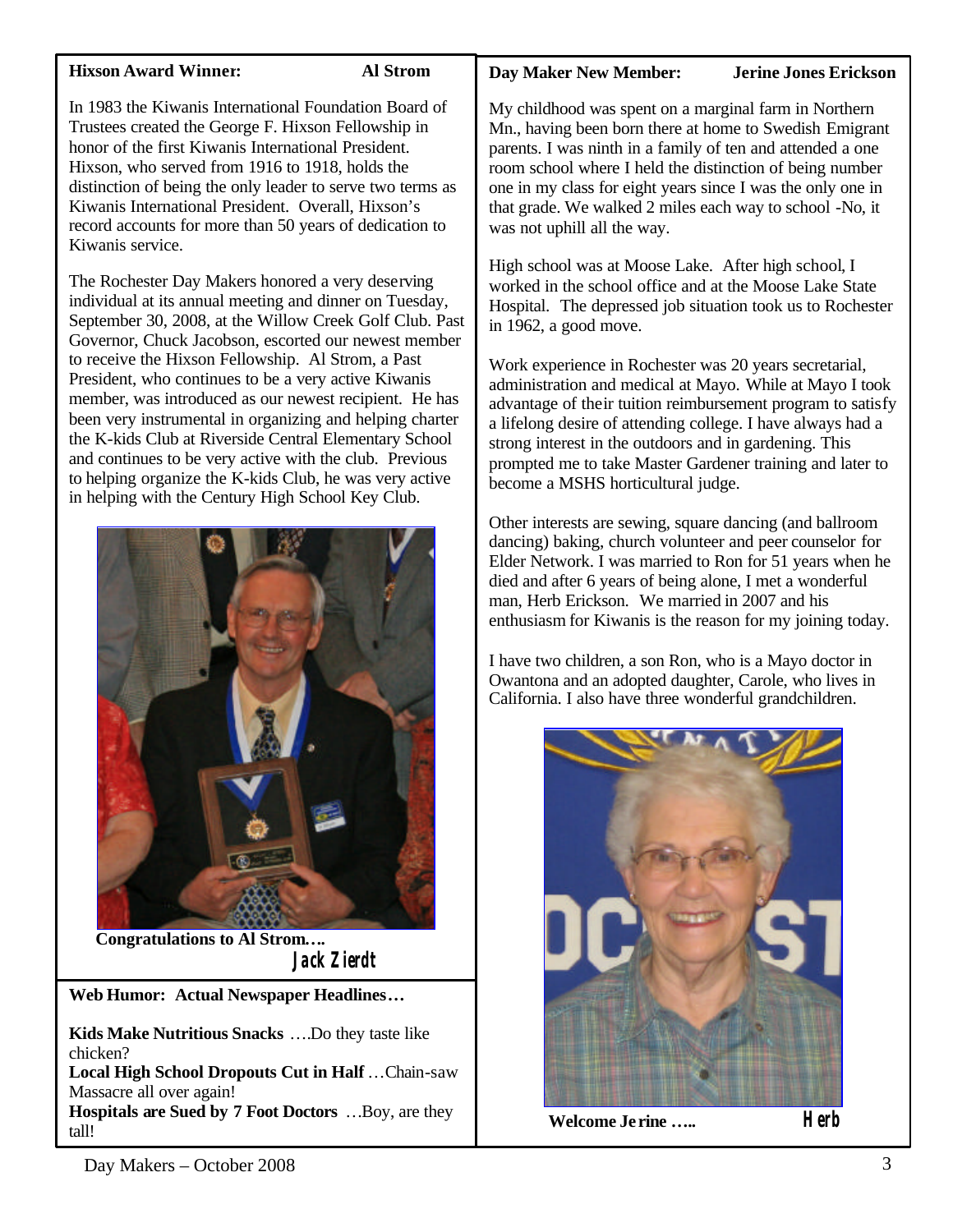**Hixson Award Winner: Al Strom**

In 1983 the Kiwanis International Foundation Board of Trustees created the George F. Hixson Fellowship in honor of the first Kiwanis International President. Hixson, who served from 1916 to 1918, holds the distinction of being the only leader to serve two terms as Kiwanis International President. Overall, Hixson's record accounts for more than 50 years of dedication to Kiwanis service.

The Rochester Day Makers honored a very deserving individual at its annual meeting and dinner on Tuesday, September 30, 2008, at the Willow Creek Golf Club. Past Governor, Chuck Jacobson, escorted our newest member to receive the Hixson Fellowship. Al Strom, a Past President, who continues to be a very active Kiwanis member, was introduced as our newest recipient. He has been very instrumental in organizing and helping charter the K-kids Club at Riverside Central Elementary School and continues to be very active with the club. Previous to helping organize the K-kids Club, he was very active in helping with the Century High School Key Club.

**Congratulations to Al Strom….**

**Jack Zierdt**

**Web Humor: Actual Newspaper Headlines…**

**Kids Make Nutritious Snacks** ….Do they taste like chicken?
**Local High School Dropouts Cut in Half** …Chain-saw Massacre all over again!
**Hospitals are Sued by 7 Foot Doctors** …Boy, are they tall!

**Day Maker New Member: Jerine Jones Erickson**

My childhood was spent on a marginal farm in Northern Mn., having been born there at home to Swedish Emigrant parents. I was ninth in a family of ten and attended a one room school where I held the distinction of being number one in my class for eight years since I was the only one in that grade. We walked 2 miles each way to school -No, it was not uphill all the way.

High school was at Moose Lake. After high school, I worked in the school office and at the Moose Lake State Hospital. The depressed job situation took us to Rochester in 1962, a good move.

Work experience in Rochester was 20 years secretarial, administration and medical at Mayo. While at Mayo I took advantage of their tuition reimbursement program to satisfy a lifelong desire of attending college. I have always had a strong interest in the outdoors and in gardening. This prompted me to take Master Gardener training and later to become a MSHS horticultural judge.

Other interests are sewing, square dancing (and ballroom dancing) baking, church volunteer and peer counselor for Elder Network. I was married to Ron for 51 years when he died and after 6 years of being alone, I met a wonderful man, Herb Erickson. We married in 2007 and his enthusiasm for Kiwanis is the reason for my joining today.

I have two children, a son Ron, who is a Mayo doctor in Owantona and an adopted daughter, Carole, who lives in California. I also have three wonderful grandchildren.

**Welcome Jerine …..** **Herb**